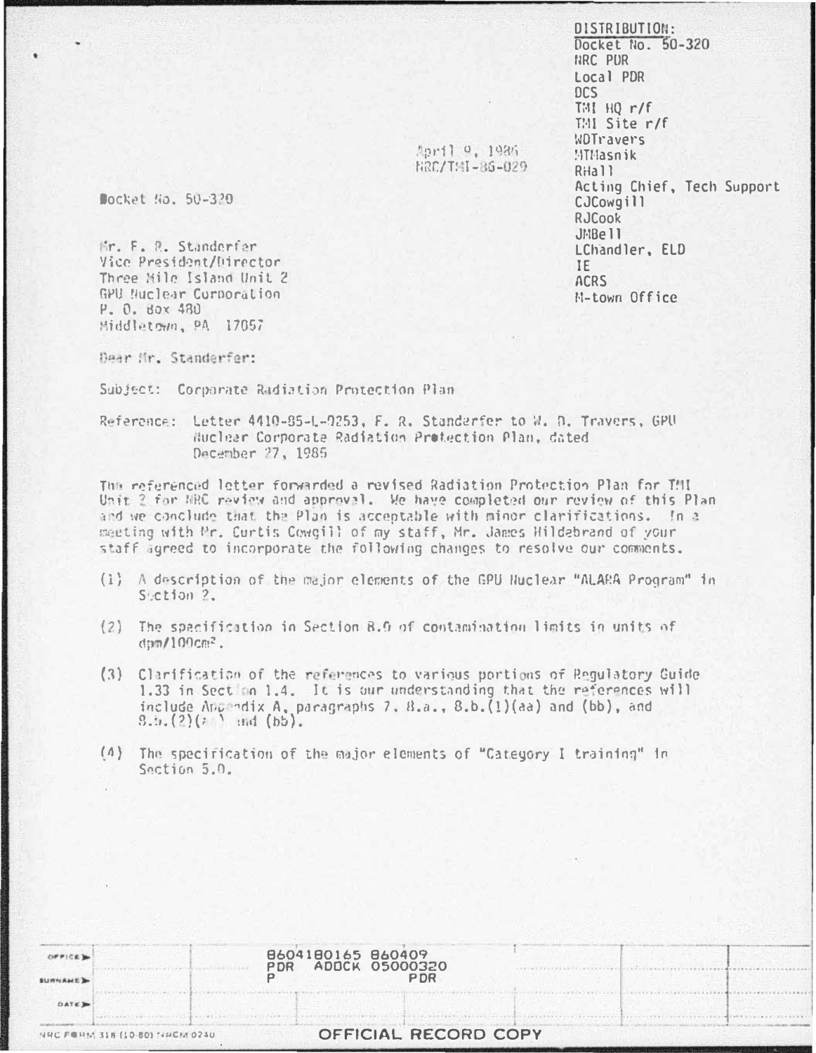DISTRIBUTION:
Docket No. 50-320
NRC PDR
Local PDR
DCS
TMI HQ r/f
TMI Site r/f
WDTravers
MTMasnik
RHall
Acting Chief, Tech Support
CJCowgill
RJCook
JMBell
LChandler, ELD
IE
ACRS
M-town Office

April 9, 1986
NRC/TMI-86-029

Docket No. 50-320

Mr. F. R. Standerfer
Vice President/Director
Three Mile Island Unit 2
GPU Nuclear Corporation
P. O. Box 480
Middletown, PA 17057

Dear Mr. Standerfer:

Subject: Corporate Radiation Protection Plan

Reference: Letter 4410-85-L-0253, F. R. Standerfer to W. D. Travers, GPU Nuclear Corporate Radiation Protection Plan, dated December 27, 1985

The referenced letter forwarded a revised Radiation Protection Plan for TMI Unit 2 for NRC review and approval. We have completed our review of this Plan and we conclude that the Plan is acceptable with minor clarifications. In a meeting with Mr. Curtis Cowgill of my staff, Mr. James Hildebrand of your staff agreed to incorporate the following changes to resolve our comments.

(1) A description of the major elements of the GPU Nuclear "ALARA Program" in Section 2.

(2) The specification in Section 8.0 of contamination limits in units of dpm/100cm$^2$.

(3) Clarification of the references to various portions of Regulatory Guide 1.33 in Section 1.4. It is our understanding that the references will include Appendix A, paragraphs 7, 8.a., 8.b.(1)(aa) and (bb), and 8.b.(2)(aa) and (bb).

(4) The specification of the major elements of "Category I training" in Section 5.0.

8604180165 860409
PDR ADOCK 05000320
P PDR

| OFFICE ▶ | | | | | | |
|---|---|---|---|---|---|---|
| SURNAME ▶ | | | | | | |
| DATE ▶ | | | | | | |

NRC FORM 318 (10-80) NRCM 0240

OFFICIAL RECORD COPY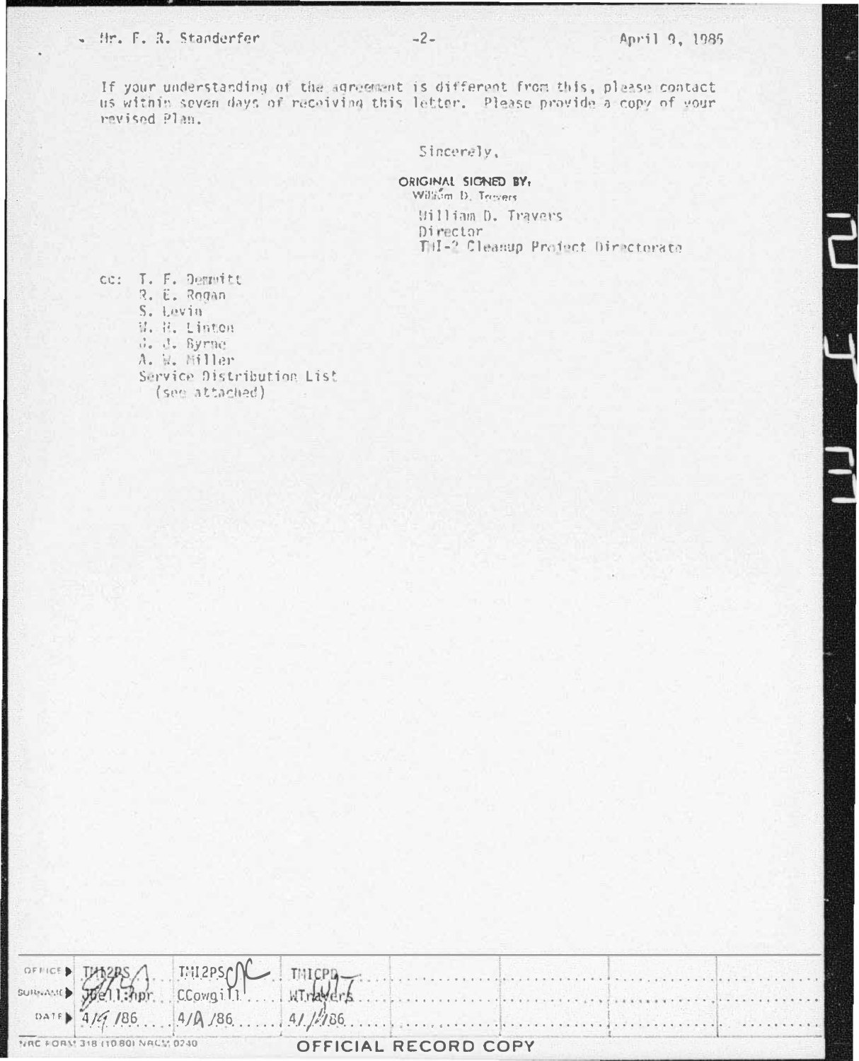Mr. F. R. Standerfer -2- April 9, 1986

If your understanding of the agreement is different from this, please contact us within seven days of receiving this letter. Please provide a copy of your revised Plan.

Sincerely,

ORIGINAL SIGNED BY:
William D. Travers

William D. Travers
Director
TMI-2 Cleanup Project Directorate

cc: T. F. Demmitt
R. E. Rogan
S. Levin
W. H. Linton
J. J. Byrne
A. W. Miller
Service Distribution List
(see attached)

| OFFICE | TMI2PS | TMI2PS | TMICPD | | | | |
|---|---|---|---|---|---|---|---|
| SURNAME | JJell:hpr | CCowgill | WTravers | | | | |
| DATE | 4/9/86 | 4/9/86 | 4/ /86 | | | | |

NRC FORM 318 (10 80) NRCM 0240

OFFICIAL RECORD COPY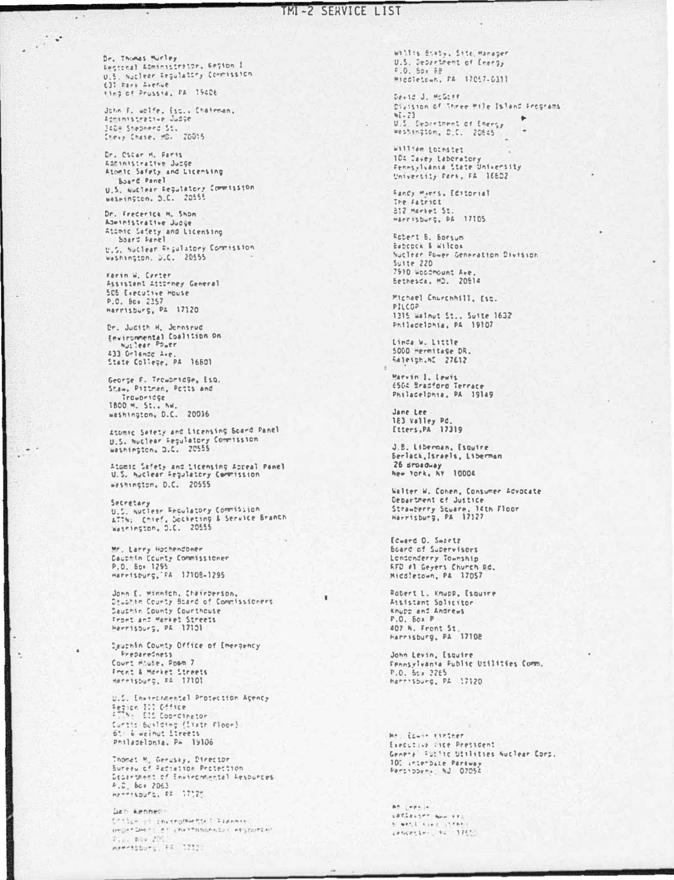# TMI-2 SERVICE LIST

Dr. Thomas Murley
Regional Administrator, Region I
U.S. Nuclear Regulatory Commission
631 Park Avenue
King of Prussia, PA 19406

John F. Wolfe, Esq., Chairman,
Administrative Judge
3409 Shepherd St.
Chevy Chase, MD. 20015

Dr. Oscar H. Paris
Administrative Judge
Atomic Safety and Licensing
Board Panel
U.S. Nuclear Regulatory Commission
Washington, D.C. 20555

Dr. Frederick H. Shon
Administrative Judge
Atomic Safety and Licensing
Board Panel
U.S. Nuclear Regulatory Commission
Washington, D.C. 20555

Karin W. Carter
Assistant Attorney General
505 Executive House
P.O. Box 2357
Harrisburg, PA 17120

Dr. Judith H. Johnsrud
Environmental Coalition on
Nuclear Power
433 Orlando Ave.
State College, PA 16801

George F. Trowbridge, Esq.
Shaw, Pittman, Potts and
Trowbridge
1800 M. St., NW.
Washington, D.C. 20036

Atomic Safety and Licensing Board Panel
U.S. Nuclear Regulatory Commission
Washington, D.C. 20555

Atomic Safety and Licensing Appeal Panel
U.S. Nuclear Regulatory Commission
Washington, D.C. 20555

Secretary
U.S. Nuclear Regulatory Commission
ATTN: Chief, Docketing & Service Branch
Washington, D.C. 20555

Mr. Larry Hochendoner
Dauphin County Commissioner
P.O. Box 1295
Harrisburg, PA 17108-1295

John E. Minnich, Chairperson,
Dauphin County Board of Commissioners
Dauphin County Courthouse
Front and Market Streets
Harrisburg, PA 17101

Dauphin County Office of Emergency
Preparedness
Court House, Room 7
Front & Market Streets
Harrisburg, PA 17101

U.S. Environmental Protection Agency
Region III Office
ATTN: EIS Coordinator
Curtis Building (Sixth Floor)
6th & Walnut Streets
Philadelphia, PA 19106

Thomas M. Gerusky, Director
Bureau of Radiation Protection
Department of Environmental Resources
P.O. Box 2063
Harrisburg, PA 17120

Dan Kennedy
Office of Environmental Planning
Department of Environmental Resources
P.O. Box 2063
Harrisburg, PA 17120

Willis Bixby, Site Manager
U.S. Department of Energy
P.O. Box 88
Middletown, PA 17057-0311

David J. McGoff
Division of Three Mile Island Programs
NE-23
U.S. Department of Energy
Washington, D.C. 20545

William Lochstet
104 Davey Laboratory
Pennsylvania State University
University Park, PA 16802

Randy Myers, Editorial
The Patriot
812 Market St.
Harrisburg, PA 17105

Robert B. Borsum
Babcock & Wilcox
Nuclear Power Generation Division
Suite 220
7910 Woodmount Ave.
Bethesda, MD. 20814

Michael Churchhill, Esq.
PILCOP
1315 Walnut St., Suite 1632
Philadelphia, PA 19107

Linda W. Little
5000 Hermitage DR.
Raleigh, NC 27612

Marvin I. Lewis
6504 Bradford Terrace
Philadelphia, PA 19149

Jane Lee
183 Valley Rd.
Etters, PA 17319

J.B. Liberman, Esquire
Berlack, Israels, Liberman
26 Broadway
New York, NY 10004

Walter W. Cohen, Consumer Advocate
Department of Justice
Strawberry Square, 14th Floor
Harrisburg, PA 17127

Edward O. Swartz
Board of Supervisors
Londonderry Township
RFD #1 Geyers Church Rd.
Middletown, PA 17057

Robert L. Knupp, Esquire
Assistant Solicitor
Knupp and Andrews
P.O. Box P
407 N. Front St.
Harrisburg, PA 17108

John Levin, Esquire
Pennsylvania Public Utilities Comm.
P.O. Box 3265
Harrisburg, PA 17120

Mr. Edwin Kintner
Executive Vice President
General Public Utilities Nuclear Corp.
100 Interpace Parkway
Parsippany, NJ 07054

Ad Crable
Lancaster New Era
8 West King Street
Lancaster, PA 17603